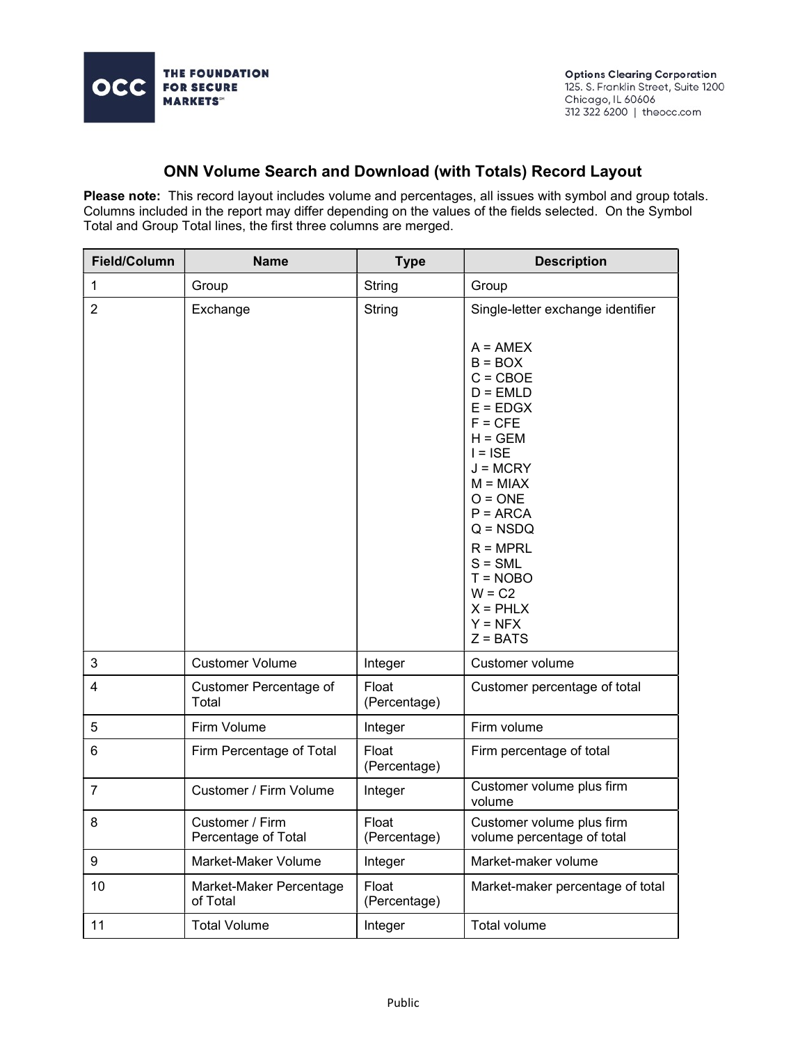# ONN Volume Search and Download (with Totals) Record Layout

**Please note:** This record layout includes volume and percentages, all issues with symbol and group totals. Columns included in the report may differ depending on the values of the fields selected. On the Symbol Total and Group Total lines, the first three columns are merged.

| Field/Column | Name | Type | Description |
|---|---|---|---|
| 1 | Group | String | Group |
| 2 | Exchange | String | Single-letter exchange identifier<br><br>A = AMEX<br>B = BOX<br>C = CBOE<br>D = EMLD<br>E = EDGX<br>F = CFE<br>H = GEM<br>I = ISE<br>J = MCRY<br>M = MIAX<br>O = ONE<br>P = ARCA<br>Q = NSDQ<br>R = MPRL<br>S = SML<br>T = NOBO<br>W = C2<br>X = PHLX<br>Y = NFX<br>Z = BATS |
| 3 | Customer Volume | Integer | Customer volume |
| 4 | Customer Percentage of Total | Float (Percentage) | Customer percentage of total |
| 5 | Firm Volume | Integer | Firm volume |
| 6 | Firm Percentage of Total | Float (Percentage) | Firm percentage of total |
| 7 | Customer / Firm Volume | Integer | Customer volume plus firm volume |
| 8 | Customer / Firm Percentage of Total | Float (Percentage) | Customer volume plus firm volume percentage of total |
| 9 | Market-Maker Volume | Integer | Market-maker volume |
| 10 | Market-Maker Percentage of Total | Float (Percentage) | Market-maker percentage of total |
| 11 | Total Volume | Integer | Total volume |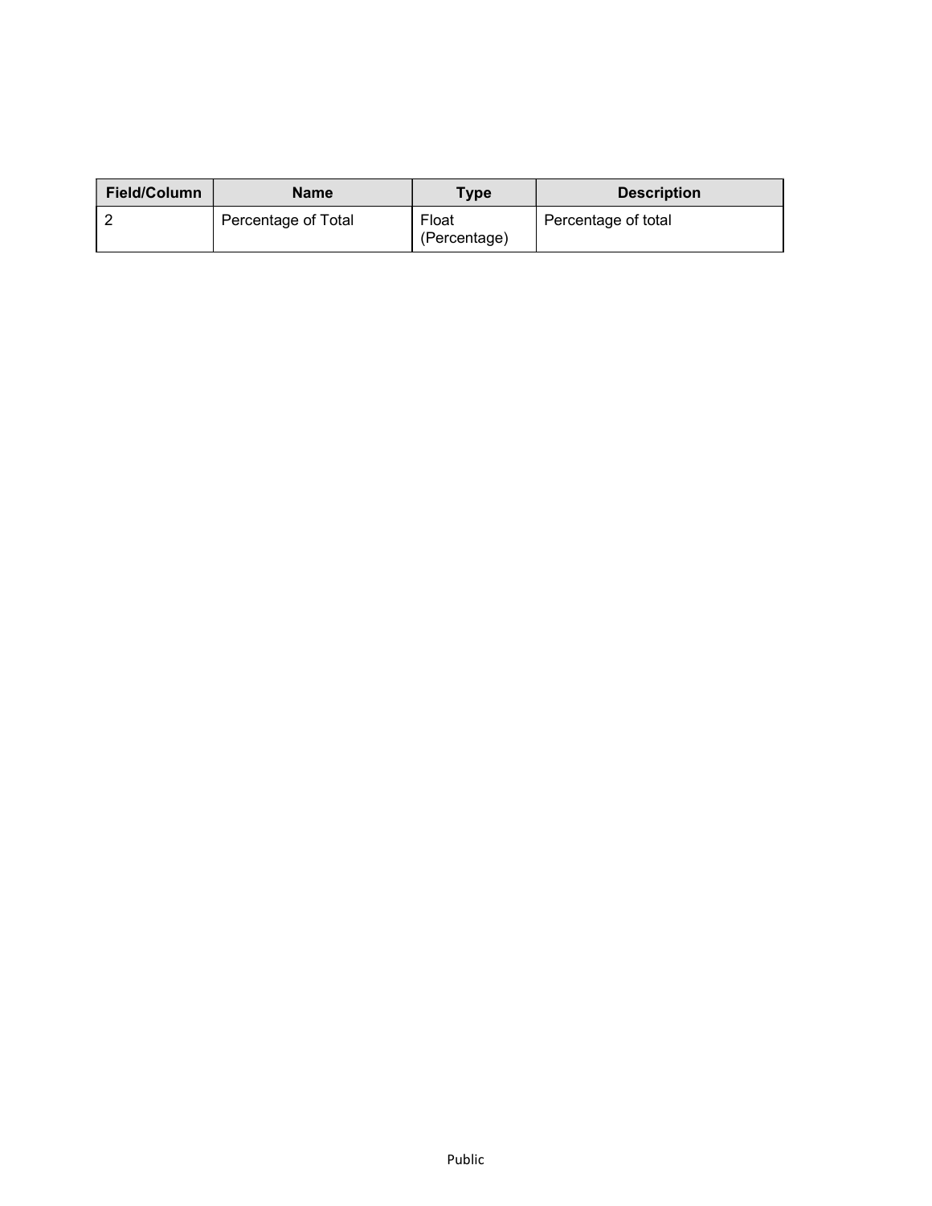| Field/Column | Name | Type | Description |
|---|---|---|---|
| 2 | Percentage of Total | Float (Percentage) | Percentage of total |